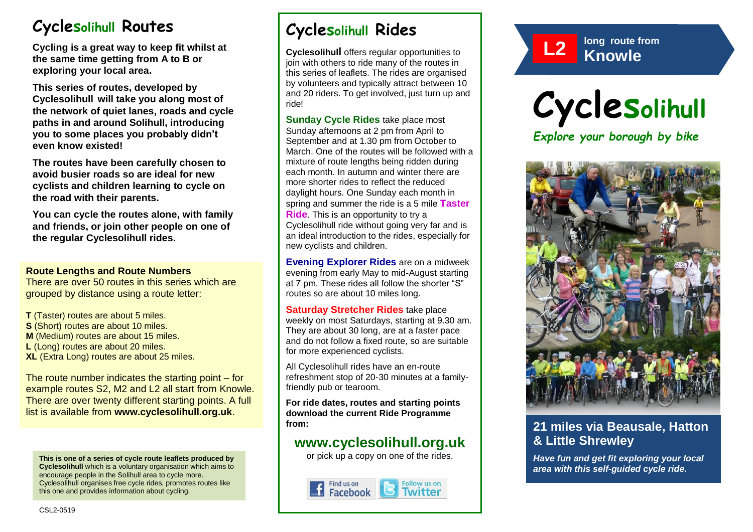# Cyclesolihull Routes

**Cycling is a great way to keep fit whilst at the same time getting from A to B or exploring your local area.**

**This series of routes, developed by Cyclesolihull will take you along most of the network of quiet lanes, roads and cycle paths in and around Solihull, introducing you to some places you probably didn't even know existed!**

**The routes have been carefully chosen to avoid busier roads so are ideal for new cyclists and children learning to cycle on the road with their parents.**

**You can cycle the routes alone, with family and friends, or join other people on one of the regular Cyclesolihull rides.**

**Route Lengths and Route Numbers**

There are over 50 routes in this series which are grouped by distance using a route letter:

**T** (Taster) routes are about 5 miles.
**S** (Short) routes are about 10 miles.
**M** (Medium) routes are about 15 miles.
**L** (Long) routes are about 20 miles.
**XL** (Extra Long) routes are about 25 miles.

The route number indicates the starting point – for example routes S2, M2 and L2 all start from Knowle. There are over twenty different starting points. A full list is available from **www.cyclesolihull.org.uk**.

**This is one of a series of cycle route leaflets produced by Cyclesolihull** which is a voluntary organisation which aims to encourage people in the Solihull area to cycle more. Cyclesolihull organises free cycle rides, promotes routes like this one and provides information about cycling.

CSL2-0519

# Cyclesolihull Rides

**Cyclesolihull** offers regular opportunities to join with others to ride many of the routes in this series of leaflets. The rides are organised by volunteers and typically attract between 10 and 20 riders. To get involved, just turn up and ride!

**Sunday Cycle Rides** take place most Sunday afternoons at 2 pm from April to September and at 1.30 pm from October to March. One of the routes will be followed with a mixture of route lengths being ridden during each month. In autumn and winter there are more shorter rides to reflect the reduced daylight hours. One Sunday each month in spring and summer the ride is a 5 mile **Taster Ride**. This is an opportunity to try a Cyclesolihull ride without going very far and is an ideal introduction to the rides, especially for new cyclists and children.

**Evening Explorer Rides** are on a midweek evening from early May to mid-August starting at 7 pm. These rides all follow the shorter "S" routes so are about 10 miles long.

**Saturday Stretcher Rides** take place weekly on most Saturdays, starting at 9.30 am. They are about 30 long, are at a faster pace and do not follow a fixed route, so are suitable for more experienced cyclists.

All Cyclesolihull rides have an en-route refreshment stop of 20-30 minutes at a family-friendly pub or tearoom.

**For ride dates, routes and starting points download the current Ride Programme from:**

## www.cyclesolihull.org.uk

or pick up a copy on one of the rides.

Find us on Facebook | Follow us on Twitter

**L2** long route from **Knowle**

# Cyclesolihull

*Explore your borough by bike*

## 21 miles via Beausale, Hatton & Little Shrewley

***Have fun and get fit exploring your local area with this self-guided cycle ride.***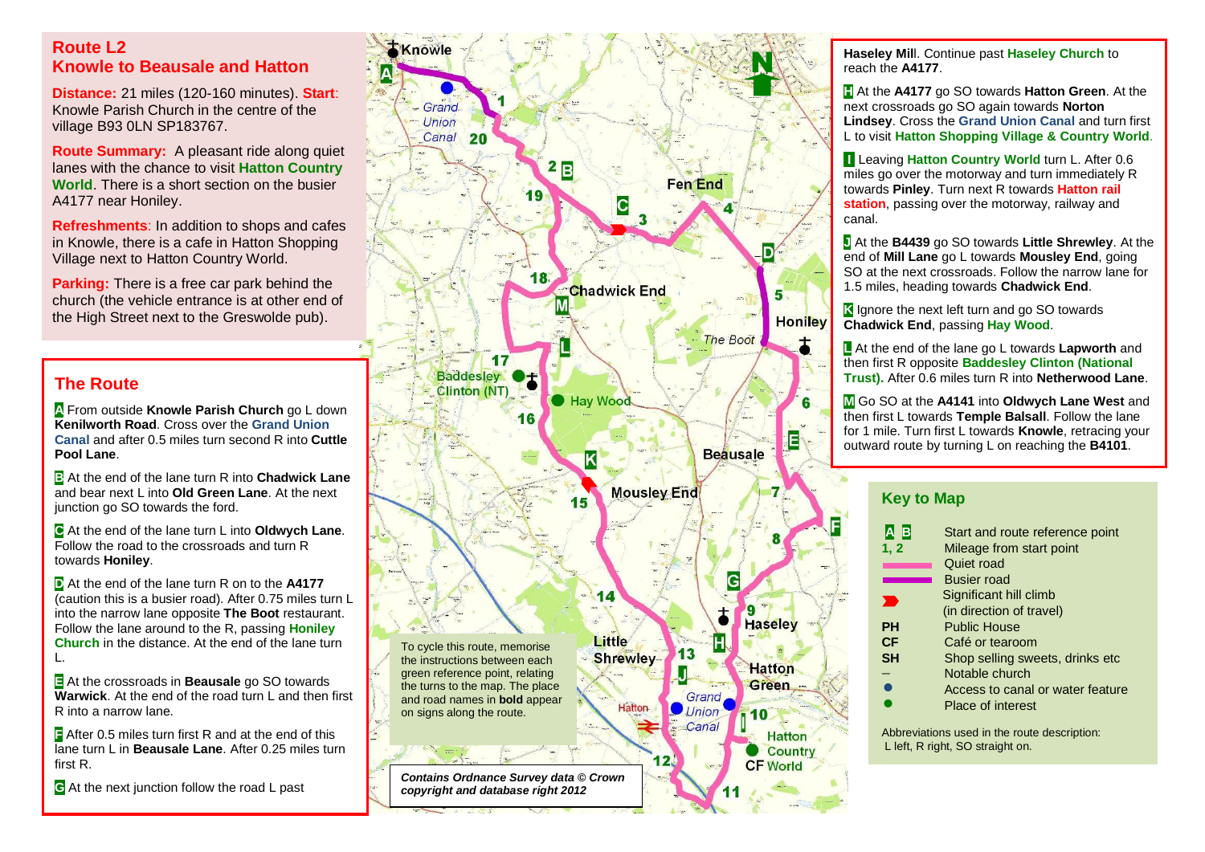## Route L2
## Knowle to Beausale and Hatton

**Distance:** 21 miles (120-160 minutes). **Start**: Knowle Parish Church in the centre of the village B93 0LN SP183767.

**Route Summary:** A pleasant ride along quiet lanes with the chance to visit **Hatton Country World**. There is a short section on the busier A4177 near Honiley.

**Refreshments**: In addition to shops and cafes in Knowle, there is a cafe in Hatton Shopping Village next to Hatton Country World.

**Parking:** There is a free car park behind the church (the vehicle entrance is at other end of the High Street next to the Greswolde pub).

## The Route

**A** From outside **Knowle Parish Church** go L down **Kenilworth Road**. Cross over the **Grand Union Canal** and after 0.5 miles turn second R into **Cuttle Pool Lane**.

**B** At the end of the lane turn R into **Chadwick Lane** and bear next L into **Old Green Lane**. At the next junction go SO towards the ford.

**C** At the end of the lane turn L into **Oldwych Lane**. Follow the road to the crossroads and turn R towards **Honiley**.

**D** At the end of the lane turn R on to the **A4177** (caution this is a busier road). After 0.75 miles turn L into the narrow lane opposite **The Boot** restaurant. Follow the lane around to the R, passing **Honiley Church** in the distance. At the end of the lane turn L.

**E** At the crossroads in **Beausale** go SO towards **Warwick**. At the end of the road turn L and then first R into a narrow lane.

**F** After 0.5 miles turn first R and at the end of this lane turn L in **Beausale Lane**. After 0.25 miles turn first R.

**G** At the next junction follow the road L past **Haseley Mill**. Continue past **Haseley Church** to reach the **A4177**.

**H** At the **A4177** go SO towards **Hatton Green**. At the next crossroads go SO again towards **Norton Lindsey**. Cross the **Grand Union Canal** and turn first L to visit **Hatton Shopping Village & Country World**.

**I** Leaving **Hatton Country World** turn L. After 0.6 miles go over the motorway and turn immediately R towards **Pinley**. Turn next R towards **Hatton rail station**, passing over the motorway, railway and canal.

**J** At the **B4439** go SO towards **Little Shrewley**. At the end of **Mill Lane** go L towards **Mousley End**, going SO at the next crossroads. Follow the narrow lane for 1.5 miles, heading towards **Chadwick End**.

**K** Ignore the next left turn and go SO towards **Chadwick End**, passing **Hay Wood**.

**L** At the end of the lane go L towards **Lapworth** and then first R opposite **Baddesley Clinton (National Trust).** After 0.6 miles turn R into **Netherwood Lane**.

**M** Go SO at the **A4141** into **Oldwych Lane West** and then first L towards **Temple Balsall**. Follow the lane for 1 mile. Turn first L towards **Knowle**, retracing your outward route by turning L on reaching the **B4101**.

Knowle
A
Grand Union Canal
1
20
2 B
19
C
3
Fen End
4
D
5
Honiley
The Boot
18
Chadwick End
M
L
17
Baddesley Clinton (NT)
Hay Wood
16
6
E
Beausale
K
15
Mousley End
7
F
8
G
14
9
Haseley
H
Little Shrewley
13
J
Hatton Green
Grand Union Canal
Hatton
10
I
Hatton Country
CF World
12
11
N

To cycle this route, memorise the instructions between each green reference point, relating the turns to the map. The place and road names in **bold** appear on signs along the route.

***Contains Ordnance Survey data © Crown copyright and database right 2012***

## Key to Map

| | |
|---|---|
| A B | Start and route reference point |
| 1, 2 | Mileage from start point |
| | Quiet road |
| | Busier road |
| | Significant hill climb (in direction of travel) |
| PH | Public House |
| CF | Café or tearoom |
| SH | Shop selling sweets, drinks etc |
| | Notable church |
| ● | Access to canal or water feature |
| ● | Place of interest |

Abbreviations used in the route description:
L left, R right, SO straight on.